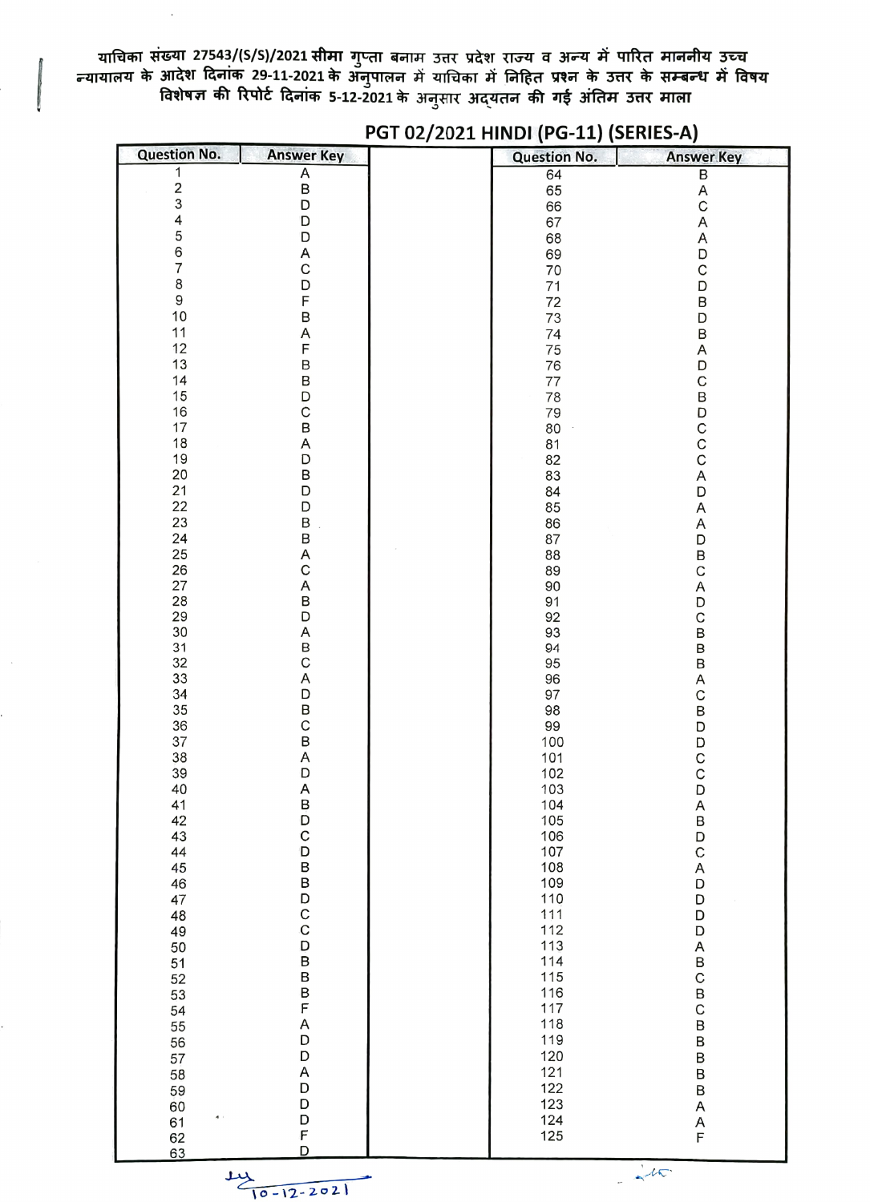याचिका संख्या 27543/(S/S)/2021 सीमा गुप्ता बनाम उत्तर प्रदेश राज्य व अन्य में पारित माननीय उच्च न्यायालय के आदेश दिनांक 29-11-2021 के अनुपालन में याचिका में निहित प्रश्न के उत्तर के सम्बन्ध में विषय विशेषज्ञ की रिपोर्ट दिनांक 5-12-2021 के अनुसार अद्यतन की गई अंतिम उत्तर माला

## PGT 02/2021 HINDI (PG-11) (SERIES-A)

| Question No. | Answer Key | Question No. | Answer Key |
|---|---|---|---|
| 1 | A | 64 | B |
| 2 | B | 65 | A |
| 3 | D | 66 | C |
| 4 | D | 67 | A |
| 5 | D | 68 | A |
| 6 | A | 69 | D |
| 7 | C | 70 | C |
| 8 | D | 71 | D |
| 9 | F | 72 | B |
| 10 | B | 73 | D |
| 11 | A | 74 | B |
| 12 | F | 75 | A |
| 13 | B | 76 | D |
| 14 | B | 77 | C |
| 15 | D | 78 | B |
| 16 | C | 79 | D |
| 17 | B | 80 | C |
| 18 | A | 81 | C |
| 19 | D | 82 | C |
| 20 | B | 83 | A |
| 21 | D | 84 | D |
| 22 | D | 85 | A |
| 23 | B | 86 | A |
| 24 | B | 87 | D |
| 25 | A | 88 | B |
| 26 | C | 89 | C |
| 27 | A | 90 | A |
| 28 | B | 91 | D |
| 29 | D | 92 | C |
| 30 | A | 93 | B |
| 31 | B | 94 | B |
| 32 | C | 95 | B |
| 33 | A | 96 | A |
| 34 | D | 97 | C |
| 35 | B | 98 | B |
| 36 | C | 99 | D |
| 37 | B | 100 | D |
| 38 | A | 101 | C |
| 39 | D | 102 | C |
| 40 | A | 103 | D |
| 41 | B | 104 | A |
| 42 | D | 105 | B |
| 43 | C | 106 | D |
| 44 | D | 107 | C |
| 45 | B | 108 | A |
| 46 | B | 109 | D |
| 47 | D | 110 | D |
| 48 | C | 111 | D |
| 49 | C | 112 | D |
| 50 | D | 113 | A |
| 51 | B | 114 | B |
| 52 | B | 115 | C |
| 53 | B | 116 | B |
| 54 | F | 117 | C |
| 55 | A | 118 | B |
| 56 | D | 119 | B |
| 57 | D | 120 | B |
| 58 | A | 121 | B |
| 59 | D | 122 | B |
| 60 | D | 123 | A |
| 61 | D | 124 | A |
| 62 | F | 125 | F |
| 63 | D | | |

10-12-2021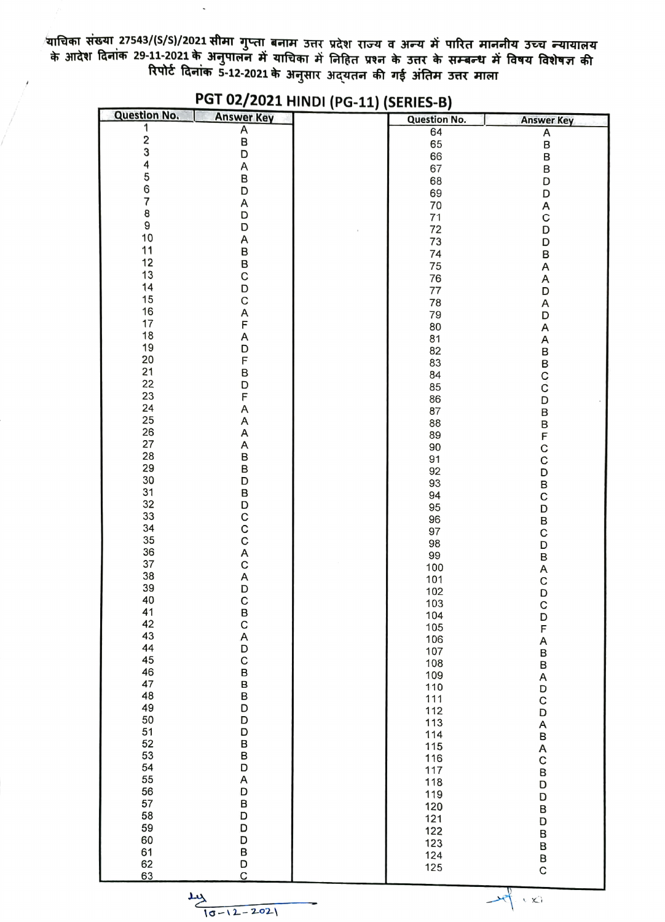याचिका संख्या 27543/(S/S)/2021 सीमा गुप्ता बनाम उत्तर प्रदेश राज्य व अन्य में पारित माननीय उच्च न्यायालय के आदेश दिनांक 29-11-2021 के अनुपालन में याचिका में निहित प्रश्न के उत्तर के सम्बन्ध में विषय विशेषज्ञ की रिपोर्ट दिनांक 5-12-2021 के अनुसार अद्यतन की गई अंतिम उत्तर माला

## PGT 02/2021 HINDI (PG-11) (SERIES-B)

| Question No. | Answer Key | Question No. | Answer Key |
|---|---|---|---|
| 1 | A | 64 | A |
| 2 | B | 65 | B |
| 3 | D | 66 | B |
| 4 | A | 67 | B |
| 5 | B | 68 | D |
| 6 | D | 69 | D |
| 7 | A | 70 | A |
| 8 | D | 71 | C |
| 9 | D | 72 | D |
| 10 | A | 73 | D |
| 11 | B | 74 | B |
| 12 | B | 75 | A |
| 13 | C | 76 | A |
| 14 | D | 77 | D |
| 15 | C | 78 | A |
| 16 | A | 79 | D |
| 17 | F | 80 | A |
| 18 | A | 81 | A |
| 19 | D | 82 | B |
| 20 | F | 83 | B |
| 21 | B | 84 | C |
| 22 | D | 85 | C |
| 23 | F | 86 | D |
| 24 | A | 87 | B |
| 25 | A | 88 | B |
| 26 | A | 89 | F |
| 27 | A | 90 | C |
| 28 | B | 91 | C |
| 29 | B | 92 | D |
| 30 | D | 93 | B |
| 31 | B | 94 | C |
| 32 | D | 95 | D |
| 33 | C | 96 | B |
| 34 | C | 97 | C |
| 35 | C | 98 | D |
| 36 | A | 99 | B |
| 37 | C | 100 | A |
| 38 | A | 101 | C |
| 39 | D | 102 | D |
| 40 | C | 103 | C |
| 41 | B | 104 | D |
| 42 | C | 105 | F |
| 43 | A | 106 | A |
| 44 | D | 107 | B |
| 45 | C | 108 | B |
| 46 | B | 109 | A |
| 47 | B | 110 | D |
| 48 | B | 111 | C |
| 49 | D | 112 | D |
| 50 | D | 113 | A |
| 51 | D | 114 | B |
| 52 | B | 115 | A |
| 53 | B | 116 | C |
| 54 | D | 117 | B |
| 55 | A | 118 | D |
| 56 | D | 119 | D |
| 57 | B | 120 | B |
| 58 | D | 121 | D |
| 59 | D | 122 | B |
| 60 | D | 123 | B |
| 61 | B | 124 | B |
| 62 | D | 125 | C |
| 63 | C | | |

10-12-2021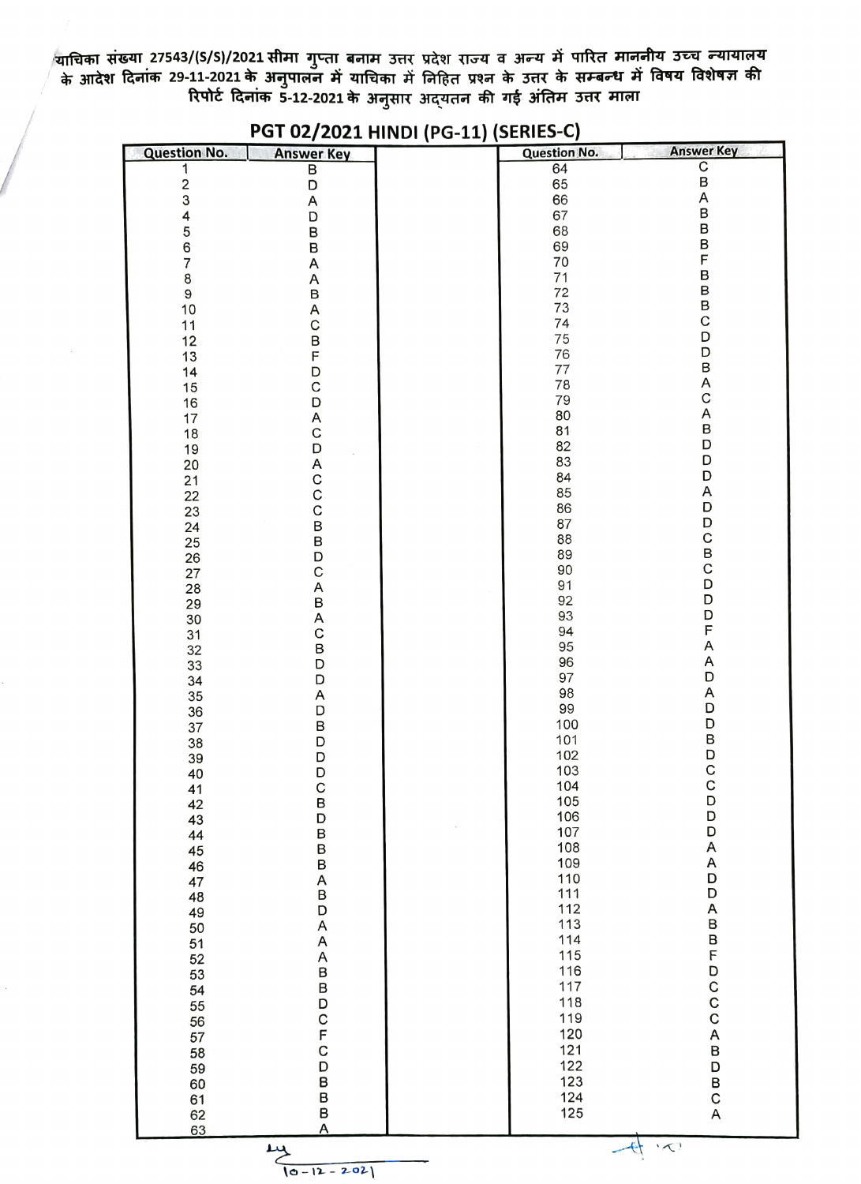याचिका संख्या 27543/(S/S)/2021 सीमा गुप्ता बनाम उत्तर प्रदेश राज्य व अन्य में पारित माननीय उच्च न्यायालय के आदेश दिनांक 29-11-2021 के अनुपालन में याचिका में निहित प्रश्न के उत्तर के सम्बन्ध में विषय विशेषज्ञ की रिपोर्ट दिनांक 5-12-2021 के अनुसार अद्यतन की गई अंतिम उत्तर माला

## PGT 02/2021 HINDI (PG-11) (SERIES-C)

| Question No. | Answer Key | | Question No. | Answer Key |
|---|---|---|---|---|
| 1 | B | | 64 | C |
| 2 | D | | 65 | B |
| 3 | A | | 66 | A |
| 4 | D | | 67 | B |
| 5 | B | | 68 | B |
| 6 | B | | 69 | B |
| 7 | A | | 70 | F |
| 8 | A | | 71 | B |
| 9 | B | | 72 | B |
| 10 | A | | 73 | B |
| 11 | C | | 74 | C |
| 12 | B | | 75 | D |
| 13 | F | | 76 | D |
| 14 | D | | 77 | B |
| 15 | C | | 78 | A |
| 16 | D | | 79 | C |
| 17 | A | | 80 | A |
| 18 | C | | 81 | B |
| 19 | D | | 82 | D |
| 20 | A | | 83 | D |
| 21 | C | | 84 | D |
| 22 | C | | 85 | A |
| 23 | C | | 86 | D |
| 24 | B | | 87 | D |
| 25 | B | | 88 | C |
| 26 | D | | 89 | B |
| 27 | C | | 90 | C |
| 28 | A | | 91 | D |
| 29 | B | | 92 | D |
| 30 | A | | 93 | D |
| 31 | C | | 94 | F |
| 32 | B | | 95 | A |
| 33 | D | | 96 | A |
| 34 | D | | 97 | D |
| 35 | A | | 98 | A |
| 36 | D | | 99 | D |
| 37 | B | | 100 | D |
| 38 | D | | 101 | B |
| 39 | D | | 102 | D |
| 40 | D | | 103 | C |
| 41 | C | | 104 | C |
| 42 | B | | 105 | D |
| 43 | D | | 106 | D |
| 44 | B | | 107 | D |
| 45 | B | | 108 | A |
| 46 | B | | 109 | A |
| 47 | A | | 110 | D |
| 48 | B | | 111 | D |
| 49 | D | | 112 | A |
| 50 | A | | 113 | B |
| 51 | A | | 114 | B |
| 52 | A | | 115 | F |
| 53 | B | | 116 | D |
| 54 | B | | 117 | C |
| 55 | D | | 118 | C |
| 56 | C | | 119 | C |
| 57 | F | | 120 | A |
| 58 | C | | 121 | B |
| 59 | D | | 122 | D |
| 60 | B | | 123 | B |
| 61 | B | | 124 | C |
| 62 | B | | 125 | A |
| 63 | A | | | |

10-12-2021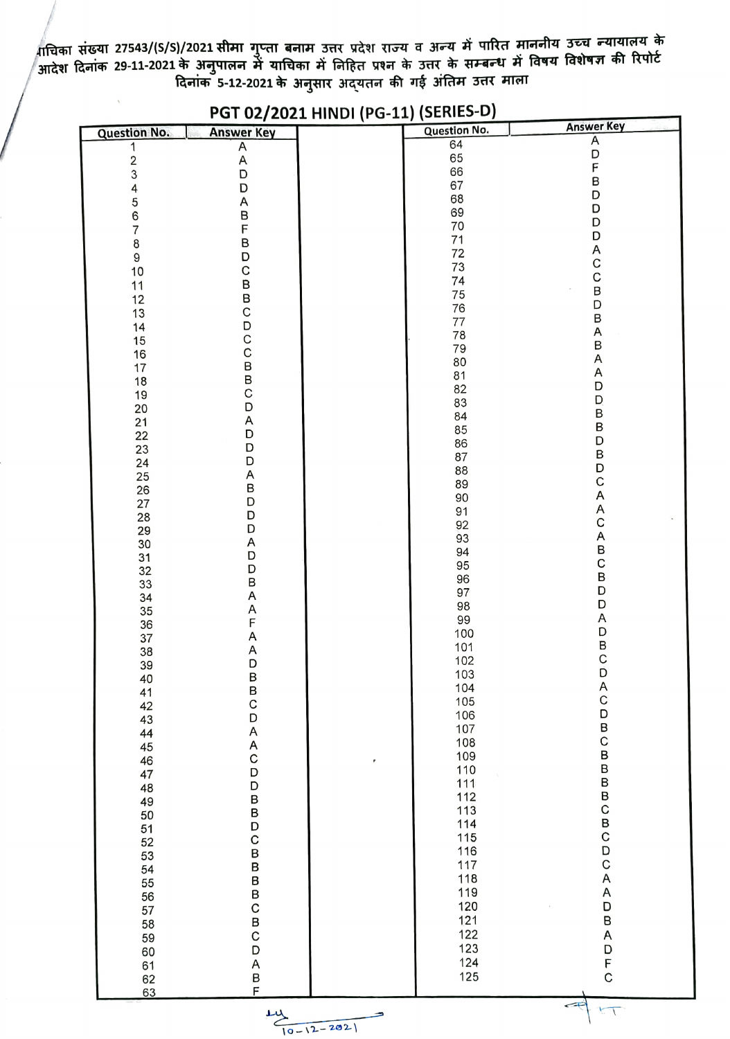याचिका संख्या 27543/(S/S)/2021 सीमा गुप्ता बनाम उत्तर प्रदेश राज्य व अन्य में पारित माननीय उच्च न्यायालय के आदेश दिनांक 29-11-2021 के अनुपालन में याचिका में निहित प्रश्न के उत्तर के सम्बन्ध में विषय विशेषज्ञ की रिपोर्ट दिनांक 5-12-2021 के अनुसार अद्यतन की गई अंतिम उत्तर माला

## PGT 02/2021 HINDI (PG-11) (SERIES-D)

| Question No. | Answer Key | Question No. | Answer Key |
|---|---|---|---|
| 1 | A | 64 | A |
| 2 | A | 65 | D |
| 3 | D | 66 | F |
| 4 | D | 67 | B |
| 5 | A | 68 | D |
| 6 | B | 69 | D |
| 7 | F | 70 | D |
| 8 | B | 71 | D |
| 9 | D | 72 | A |
| 10 | C | 73 | C |
| 11 | B | 74 | C |
| 12 | B | 75 | B |
| 13 | C | 76 | D |
| 14 | D | 77 | B |
| 15 | C | 78 | A |
| 16 | C | 79 | B |
| 17 | B | 80 | A |
| 18 | B | 81 | A |
| 19 | C | 82 | D |
| 20 | D | 83 | D |
| 21 | A | 84 | B |
| 22 | D | 85 | B |
| 23 | D | 86 | D |
| 24 | D | 87 | B |
| 25 | A | 88 | D |
| 26 | B | 89 | C |
| 27 | D | 90 | A |
| 28 | D | 91 | A |
| 29 | D | 92 | C |
| 30 | A | 93 | A |
| 31 | D | 94 | B |
| 32 | D | 95 | C |
| 33 | B | 96 | B |
| 34 | A | 97 | D |
| 35 | A | 98 | D |
| 36 | F | 99 | A |
| 37 | A | 100 | D |
| 38 | A | 101 | B |
| 39 | D | 102 | C |
| 40 | B | 103 | D |
| 41 | B | 104 | A |
| 42 | C | 105 | C |
| 43 | D | 106 | D |
| 44 | A | 107 | B |
| 45 | A | 108 | C |
| 46 | C | 109 | B |
| 47 | D | 110 | B |
| 48 | D | 111 | B |
| 49 | B | 112 | B |
| 50 | B | 113 | C |
| 51 | D | 114 | B |
| 52 | C | 115 | C |
| 53 | B | 116 | D |
| 54 | B | 117 | C |
| 55 | B | 118 | A |
| 56 | B | 119 | A |
| 57 | C | 120 | D |
| 58 | B | 121 | B |
| 59 | C | 122 | A |
| 60 | D | 123 | D |
| 61 | A | 124 | F |
| 62 | B | 125 | C |
| 63 | F | | |

10-12-2021